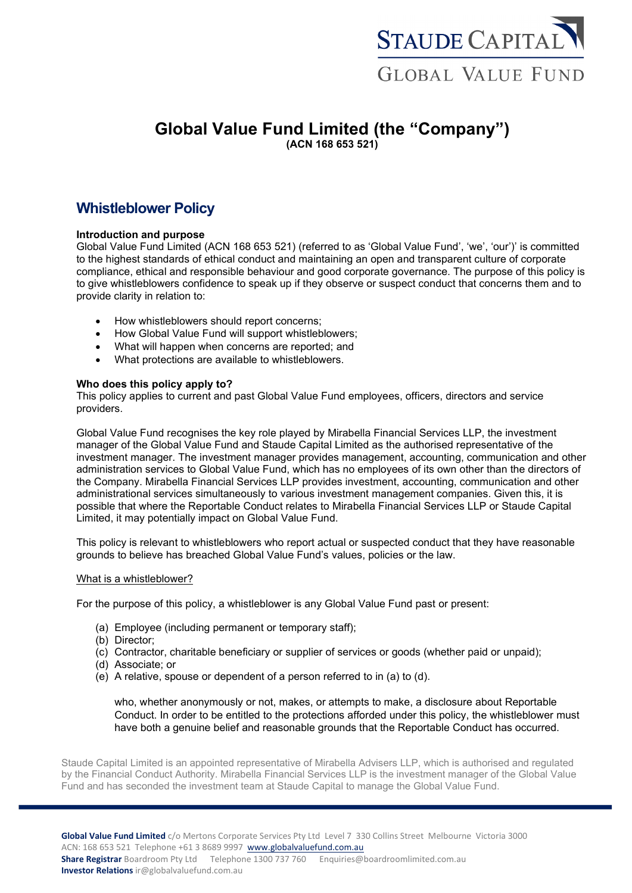# Global Value Fund Limited (the "Company")

**(ACN 168 653 521)**

## Whistleblower Policy

**Introduction and purpose**

Global Value Fund Limited (ACN 168 653 521) (referred to as 'Global Value Fund', 'we', 'our')' is committed to the highest standards of ethical conduct and maintaining an open and transparent culture of corporate compliance, ethical and responsible behaviour and good corporate governance. The purpose of this policy is to give whistleblowers confidence to speak up if they observe or suspect conduct that concerns them and to provide clarity in relation to:

- How whistleblowers should report concerns;
- How Global Value Fund will support whistleblowers;
- What will happen when concerns are reported; and
- What protections are available to whistleblowers.

**Who does this policy apply to?**

This policy applies to current and past Global Value Fund employees, officers, directors and service providers.

Global Value Fund recognises the key role played by Mirabella Financial Services LLP, the investment manager of the Global Value Fund and Staude Capital Limited as the authorised representative of the investment manager. The investment manager provides management, accounting, communication and other administration services to Global Value Fund, which has no employees of its own other than the directors of the Company. Mirabella Financial Services LLP provides investment, accounting, communication and other administrational services simultaneously to various investment management companies. Given this, it is possible that where the Reportable Conduct relates to Mirabella Financial Services LLP or Staude Capital Limited, it may potentially impact on Global Value Fund.

This policy is relevant to whistleblowers who report actual or suspected conduct that they have reasonable grounds to believe has breached Global Value Fund's values, policies or the law.

What is a whistleblower?

For the purpose of this policy, a whistleblower is any Global Value Fund past or present:

(a) Employee (including permanent or temporary staff);
(b) Director;
(c) Contractor, charitable beneficiary or supplier of services or goods (whether paid or unpaid);
(d) Associate; or
(e) A relative, spouse or dependent of a person referred to in (a) to (d).

who, whether anonymously or not, makes, or attempts to make, a disclosure about Reportable Conduct. In order to be entitled to the protections afforded under this policy, the whistleblower must have both a genuine belief and reasonable grounds that the Reportable Conduct has occurred.

Staude Capital Limited is an appointed representative of Mirabella Advisers LLP, which is authorised and regulated by the Financial Conduct Authority. Mirabella Financial Services LLP is the investment manager of the Global Value Fund and has seconded the investment team at Staude Capital to manage the Global Value Fund.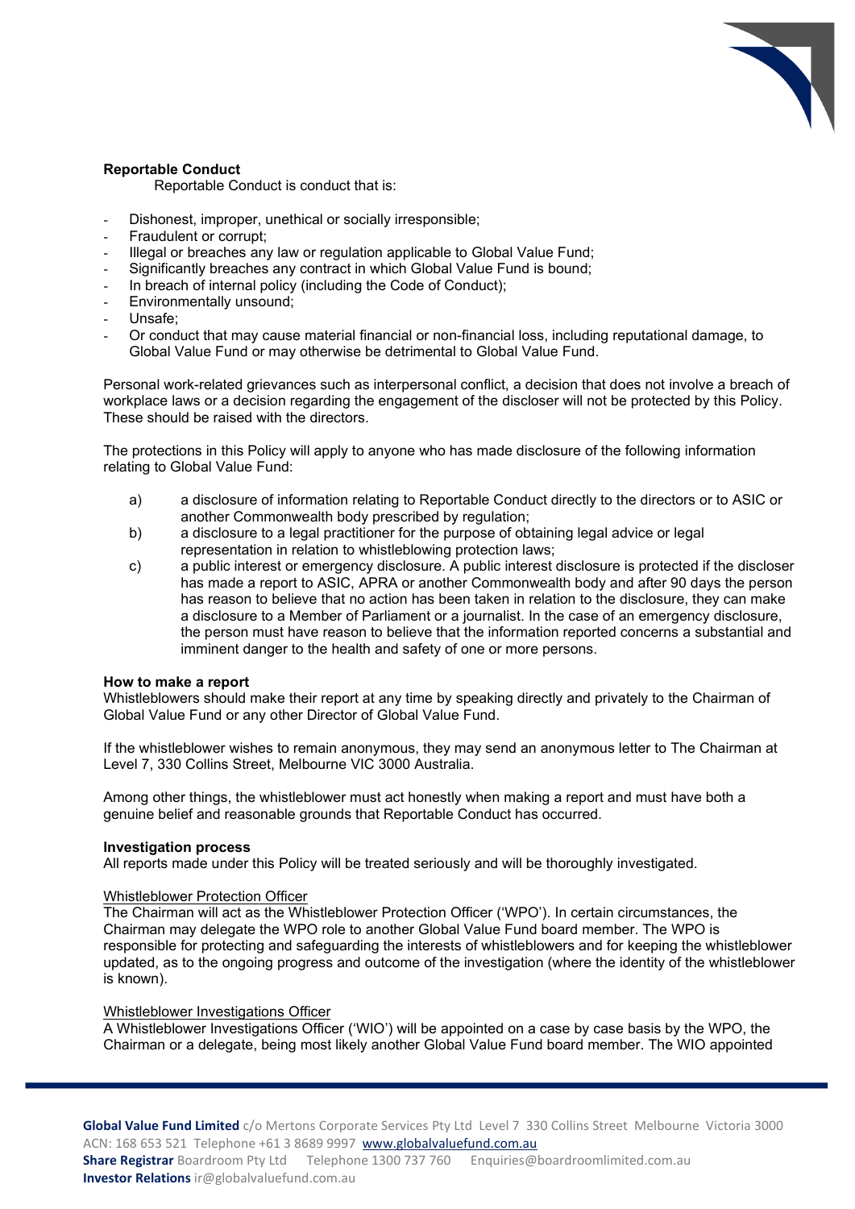**Reportable Conduct**

Reportable Conduct is conduct that is:

- Dishonest, improper, unethical or socially irresponsible;
- Fraudulent or corrupt;
- Illegal or breaches any law or regulation applicable to Global Value Fund;
- Significantly breaches any contract in which Global Value Fund is bound;
- In breach of internal policy (including the Code of Conduct);
- Environmentally unsound;
- Unsafe;
- Or conduct that may cause material financial or non-financial loss, including reputational damage, to Global Value Fund or may otherwise be detrimental to Global Value Fund.

Personal work-related grievances such as interpersonal conflict, a decision that does not involve a breach of workplace laws or a decision regarding the engagement of the discloser will not be protected by this Policy. These should be raised with the directors.

The protections in this Policy will apply to anyone who has made disclosure of the following information relating to Global Value Fund:

a) a disclosure of information relating to Reportable Conduct directly to the directors or to ASIC or another Commonwealth body prescribed by regulation;
b) a disclosure to a legal practitioner for the purpose of obtaining legal advice or legal representation in relation to whistleblowing protection laws;
c) a public interest or emergency disclosure. A public interest disclosure is protected if the discloser has made a report to ASIC, APRA or another Commonwealth body and after 90 days the person has reason to believe that no action has been taken in relation to the disclosure, they can make a disclosure to a Member of Parliament or a journalist. In the case of an emergency disclosure, the person must have reason to believe that the information reported concerns a substantial and imminent danger to the health and safety of one or more persons.

**How to make a report**

Whistleblowers should make their report at any time by speaking directly and privately to the Chairman of Global Value Fund or any other Director of Global Value Fund.

If the whistleblower wishes to remain anonymous, they may send an anonymous letter to The Chairman at Level 7, 330 Collins Street, Melbourne VIC 3000 Australia.

Among other things, the whistleblower must act honestly when making a report and must have both a genuine belief and reasonable grounds that Reportable Conduct has occurred.

**Investigation process**

All reports made under this Policy will be treated seriously and will be thoroughly investigated.

Whistleblower Protection Officer

The Chairman will act as the Whistleblower Protection Officer ('WPO'). In certain circumstances, the Chairman may delegate the WPO role to another Global Value Fund board member. The WPO is responsible for protecting and safeguarding the interests of whistleblowers and for keeping the whistleblower updated, as to the ongoing progress and outcome of the investigation (where the identity of the whistleblower is known).

Whistleblower Investigations Officer

A Whistleblower Investigations Officer ('WIO') will be appointed on a case by case basis by the WPO, the Chairman or a delegate, being most likely another Global Value Fund board member. The WIO appointed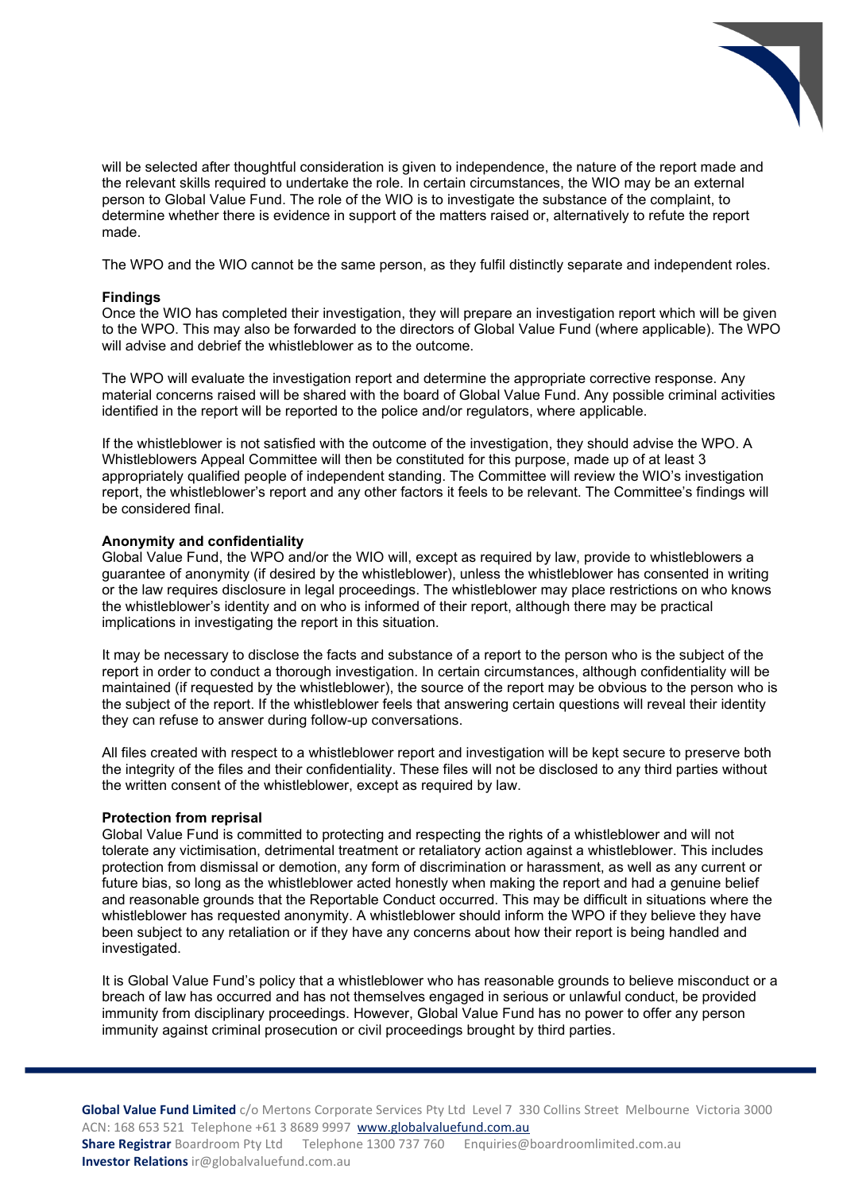will be selected after thoughtful consideration is given to independence, the nature of the report made and the relevant skills required to undertake the role. In certain circumstances, the WIO may be an external person to Global Value Fund. The role of the WIO is to investigate the substance of the complaint, to determine whether there is evidence in support of the matters raised or, alternatively to refute the report made.

The WPO and the WIO cannot be the same person, as they fulfil distinctly separate and independent roles.

**Findings**

Once the WIO has completed their investigation, they will prepare an investigation report which will be given to the WPO. This may also be forwarded to the directors of Global Value Fund (where applicable). The WPO will advise and debrief the whistleblower as to the outcome.

The WPO will evaluate the investigation report and determine the appropriate corrective response. Any material concerns raised will be shared with the board of Global Value Fund. Any possible criminal activities identified in the report will be reported to the police and/or regulators, where applicable.

If the whistleblower is not satisfied with the outcome of the investigation, they should advise the WPO. A Whistleblowers Appeal Committee will then be constituted for this purpose, made up of at least 3 appropriately qualified people of independent standing. The Committee will review the WIO's investigation report, the whistleblower's report and any other factors it feels to be relevant. The Committee's findings will be considered final.

**Anonymity and confidentiality**

Global Value Fund, the WPO and/or the WIO will, except as required by law, provide to whistleblowers a guarantee of anonymity (if desired by the whistleblower), unless the whistleblower has consented in writing or the law requires disclosure in legal proceedings. The whistleblower may place restrictions on who knows the whistleblower's identity and on who is informed of their report, although there may be practical implications in investigating the report in this situation.

It may be necessary to disclose the facts and substance of a report to the person who is the subject of the report in order to conduct a thorough investigation. In certain circumstances, although confidentiality will be maintained (if requested by the whistleblower), the source of the report may be obvious to the person who is the subject of the report. If the whistleblower feels that answering certain questions will reveal their identity they can refuse to answer during follow-up conversations.

All files created with respect to a whistleblower report and investigation will be kept secure to preserve both the integrity of the files and their confidentiality. These files will not be disclosed to any third parties without the written consent of the whistleblower, except as required by law.

**Protection from reprisal**

Global Value Fund is committed to protecting and respecting the rights of a whistleblower and will not tolerate any victimisation, detrimental treatment or retaliatory action against a whistleblower. This includes protection from dismissal or demotion, any form of discrimination or harassment, as well as any current or future bias, so long as the whistleblower acted honestly when making the report and had a genuine belief and reasonable grounds that the Reportable Conduct occurred. This may be difficult in situations where the whistleblower has requested anonymity. A whistleblower should inform the WPO if they believe they have been subject to any retaliation or if they have any concerns about how their report is being handled and investigated.

It is Global Value Fund's policy that a whistleblower who has reasonable grounds to believe misconduct or a breach of law has occurred and has not themselves engaged in serious or unlawful conduct, be provided immunity from disciplinary proceedings. However, Global Value Fund has no power to offer any person immunity against criminal prosecution or civil proceedings brought by third parties.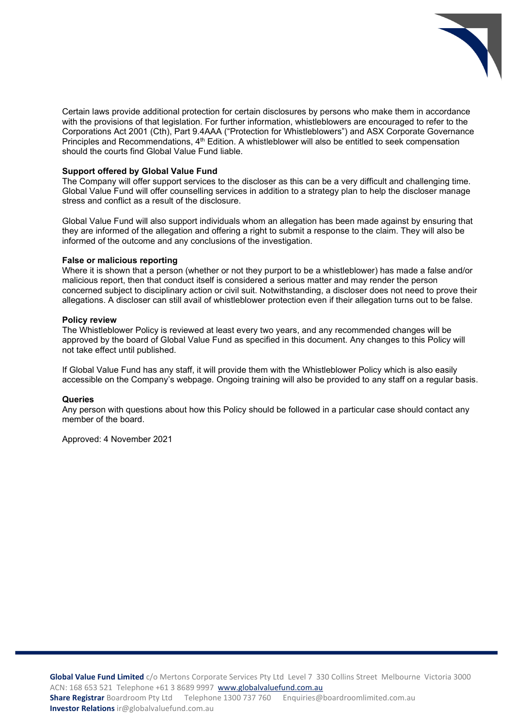Certain laws provide additional protection for certain disclosures by persons who make them in accordance with the provisions of that legislation. For further information, whistleblowers are encouraged to refer to the Corporations Act 2001 (Cth), Part 9.4AAA ("Protection for Whistleblowers") and ASX Corporate Governance Principles and Recommendations, 4th Edition. A whistleblower will also be entitled to seek compensation should the courts find Global Value Fund liable.

**Support offered by Global Value Fund**

The Company will offer support services to the discloser as this can be a very difficult and challenging time. Global Value Fund will offer counselling services in addition to a strategy plan to help the discloser manage stress and conflict as a result of the disclosure.

Global Value Fund will also support individuals whom an allegation has been made against by ensuring that they are informed of the allegation and offering a right to submit a response to the claim. They will also be informed of the outcome and any conclusions of the investigation.

**False or malicious reporting**

Where it is shown that a person (whether or not they purport to be a whistleblower) has made a false and/or malicious report, then that conduct itself is considered a serious matter and may render the person concerned subject to disciplinary action or civil suit. Notwithstanding, a discloser does not need to prove their allegations. A discloser can still avail of whistleblower protection even if their allegation turns out to be false.

**Policy review**

The Whistleblower Policy is reviewed at least every two years, and any recommended changes will be approved by the board of Global Value Fund as specified in this document. Any changes to this Policy will not take effect until published.

If Global Value Fund has any staff, it will provide them with the Whistleblower Policy which is also easily accessible on the Company's webpage. Ongoing training will also be provided to any staff on a regular basis.

**Queries**

Any person with questions about how this Policy should be followed in a particular case should contact any member of the board.

Approved: 4 November 2021